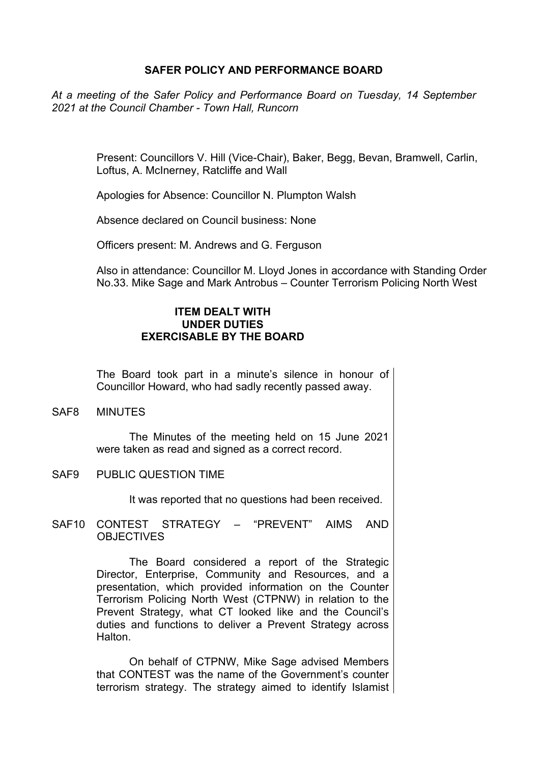# SAFER POLICY AND PERFORMANCE BOARD

*At a meeting of the Safer Policy and Performance Board on Tuesday, 14 September 2021 at the Council Chamber - Town Hall, Runcorn*

Present: Councillors V. Hill (Vice-Chair), Baker, Begg, Bevan, Bramwell, Carlin, Loftus, A. McInerney, Ratcliffe and Wall

Apologies for Absence: Councillor N. Plumpton Walsh

Absence declared on Council business: None

Officers present: M. Andrews and G. Ferguson

Also in attendance: Councillor M. Lloyd Jones in accordance with Standing Order No.33. Mike Sage and Mark Antrobus – Counter Terrorism Policing North West

## ITEM DEALT WITH UNDER DUTIES EXERCISABLE BY THE BOARD

The Board took part in a minute's silence in honour of Councillor Howard, who had sadly recently passed away.

### SAF8 MINUTES

The Minutes of the meeting held on 15 June 2021 were taken as read and signed as a correct record.

### SAF9 PUBLIC QUESTION TIME

It was reported that no questions had been received.

### SAF10 CONTEST STRATEGY – "PREVENT" AIMS AND OBJECTIVES

The Board considered a report of the Strategic Director, Enterprise, Community and Resources, and a presentation, which provided information on the Counter Terrorism Policing North West (CTPNW) in relation to the Prevent Strategy, what CT looked like and the Council's duties and functions to deliver a Prevent Strategy across Halton.

On behalf of CTPNW, Mike Sage advised Members that CONTEST was the name of the Government's counter terrorism strategy. The strategy aimed to identify Islamist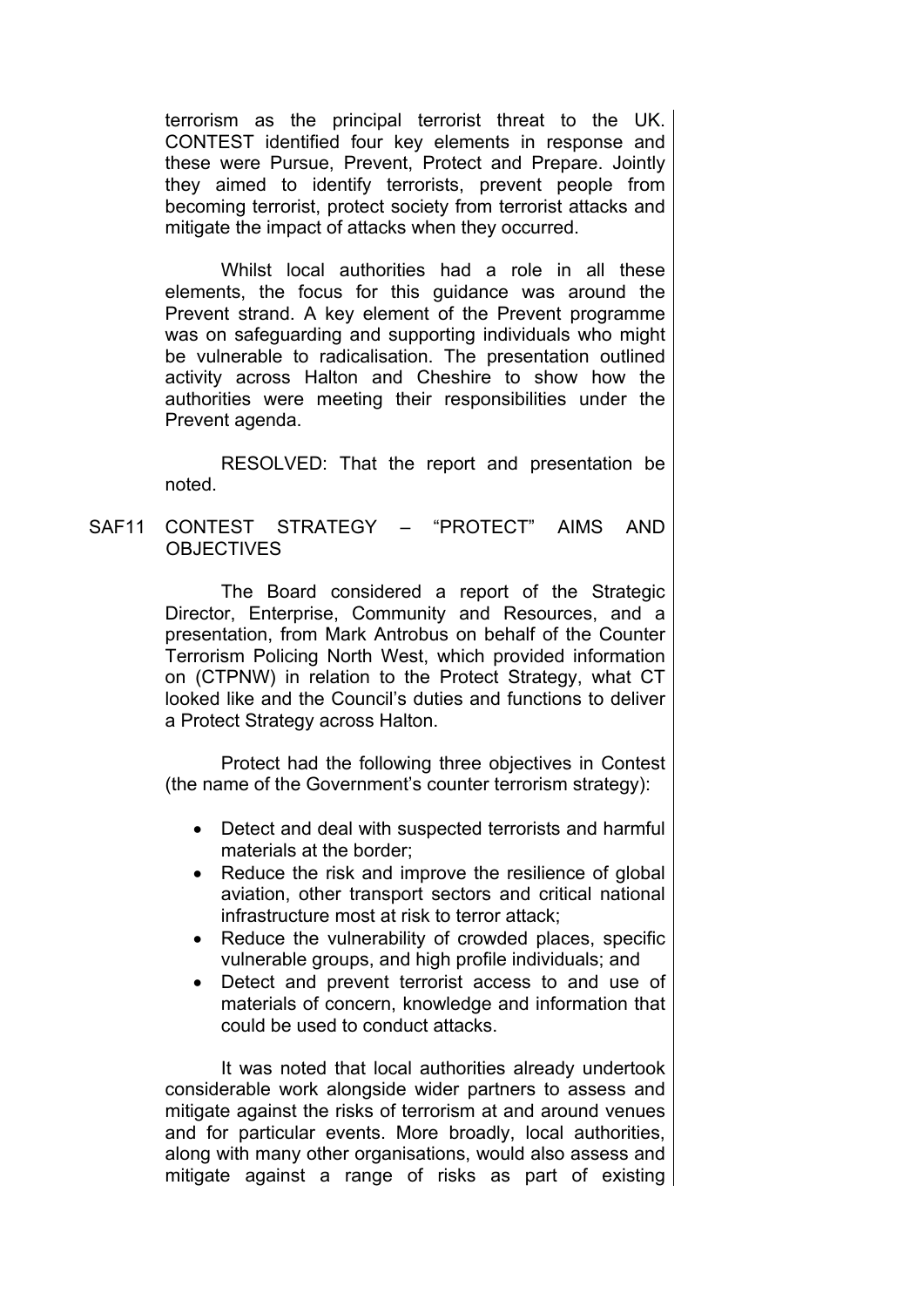terrorism as the principal terrorist threat to the UK. CONTEST identified four key elements in response and these were Pursue, Prevent, Protect and Prepare. Jointly they aimed to identify terrorists, prevent people from becoming terrorist, protect society from terrorist attacks and mitigate the impact of attacks when they occurred.

Whilst local authorities had a role in all these elements, the focus for this guidance was around the Prevent strand. A key element of the Prevent programme was on safeguarding and supporting individuals who might be vulnerable to radicalisation. The presentation outlined activity across Halton and Cheshire to show how the authorities were meeting their responsibilities under the Prevent agenda.

RESOLVED: That the report and presentation be noted.

SAF11 CONTEST STRATEGY – "PROTECT" AIMS AND OBJECTIVES

The Board considered a report of the Strategic Director, Enterprise, Community and Resources, and a presentation, from Mark Antrobus on behalf of the Counter Terrorism Policing North West, which provided information on (CTPNW) in relation to the Protect Strategy, what CT looked like and the Council's duties and functions to deliver a Protect Strategy across Halton.

Protect had the following three objectives in Contest (the name of the Government's counter terrorism strategy):

- Detect and deal with suspected terrorists and harmful materials at the border;
- Reduce the risk and improve the resilience of global aviation, other transport sectors and critical national infrastructure most at risk to terror attack;
- Reduce the vulnerability of crowded places, specific vulnerable groups, and high profile individuals; and
- Detect and prevent terrorist access to and use of materials of concern, knowledge and information that could be used to conduct attacks.

It was noted that local authorities already undertook considerable work alongside wider partners to assess and mitigate against the risks of terrorism at and around venues and for particular events. More broadly, local authorities, along with many other organisations, would also assess and mitigate against a range of risks as part of existing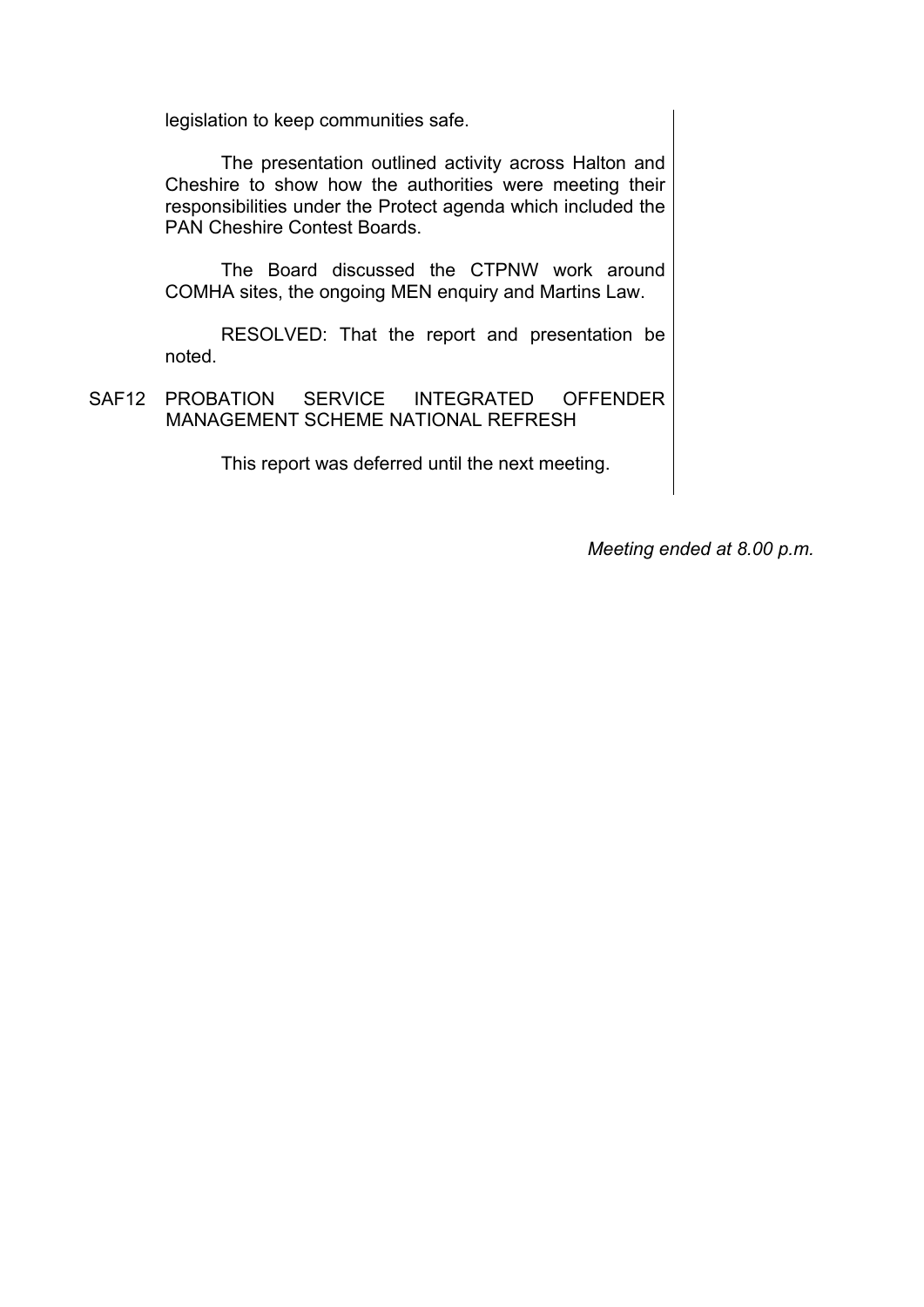legislation to keep communities safe.

The presentation outlined activity across Halton and Cheshire to show how the authorities were meeting their responsibilities under the Protect agenda which included the PAN Cheshire Contest Boards.

The Board discussed the CTPNW work around COMHA sites, the ongoing MEN enquiry and Martins Law.

RESOLVED: That the report and presentation be noted.

SAF12 PROBATION SERVICE INTEGRATED OFFENDER MANAGEMENT SCHEME NATIONAL REFRESH

This report was deferred until the next meeting.

*Meeting ended at 8.00 p.m.*